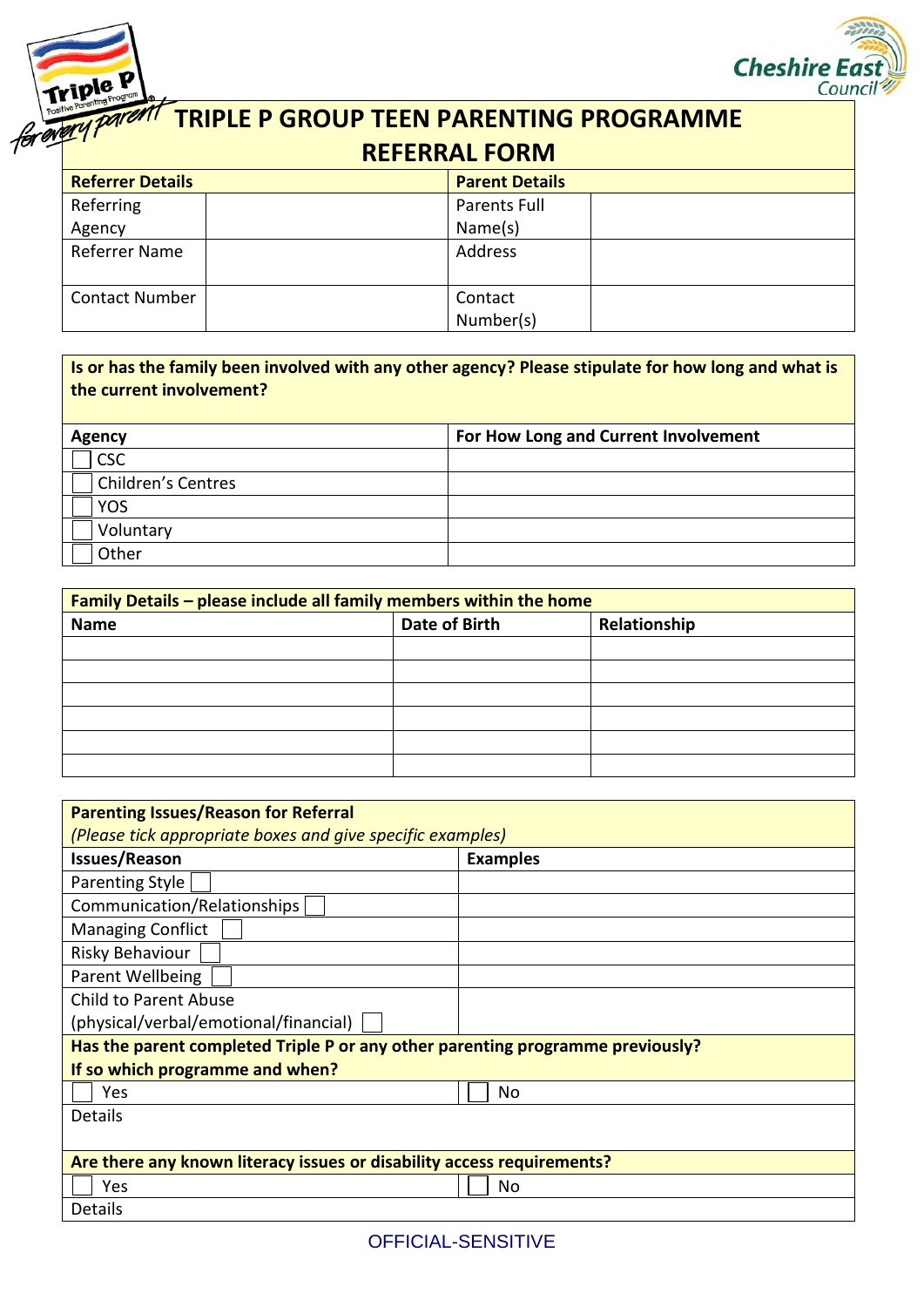# TRIPLE P GROUP TEEN PARENTING PROGRAMME REFERRAL FORM

| **Referrer Details** | | **Parent Details** | |
|---|---|---|---|
| Referring Agency | | Parents Full Name(s) | |
| Referrer Name | | Address | |
| Contact Number | | Contact Number(s) | |

| **Is or has the family been involved with any other agency? Please stipulate for how long and what is the current involvement?** | |
|---|---|
| **Agency** | **For How Long and Current Involvement** |
| ☐ CSC | |
| ☐ Children's Centres | |
| ☐ YOS | |
| ☐ Voluntary | |
| ☐ Other | |

| **Family Details – please include all family members within the home** | | |
|---|---|---|
| **Name** | **Date of Birth** | **Relationship** |
| | | |
| | | |
| | | |
| | | |
| | | |
| | | |

| **Parenting Issues/Reason for Referral** *(Please tick appropriate boxes and give specific examples)* | |
|---|---|
| **Issues/Reason** | **Examples** |
| Parenting Style ☐ | |
| Communication/Relationships ☐ | |
| Managing Conflict ☐ | |
| Risky Behaviour ☐ | |
| Parent Wellbeing ☐ | |
| Child to Parent Abuse (physical/verbal/emotional/financial) ☐ | |
| **Has the parent completed Triple P or any other parenting programme previously? If so which programme and when?** | |
| ☐ Yes | ☐ No |
| Details | |
| **Are there any known literacy issues or disability access requirements?** | |
| ☐ Yes | ☐ No |
| Details | |

OFFICIAL-SENSITIVE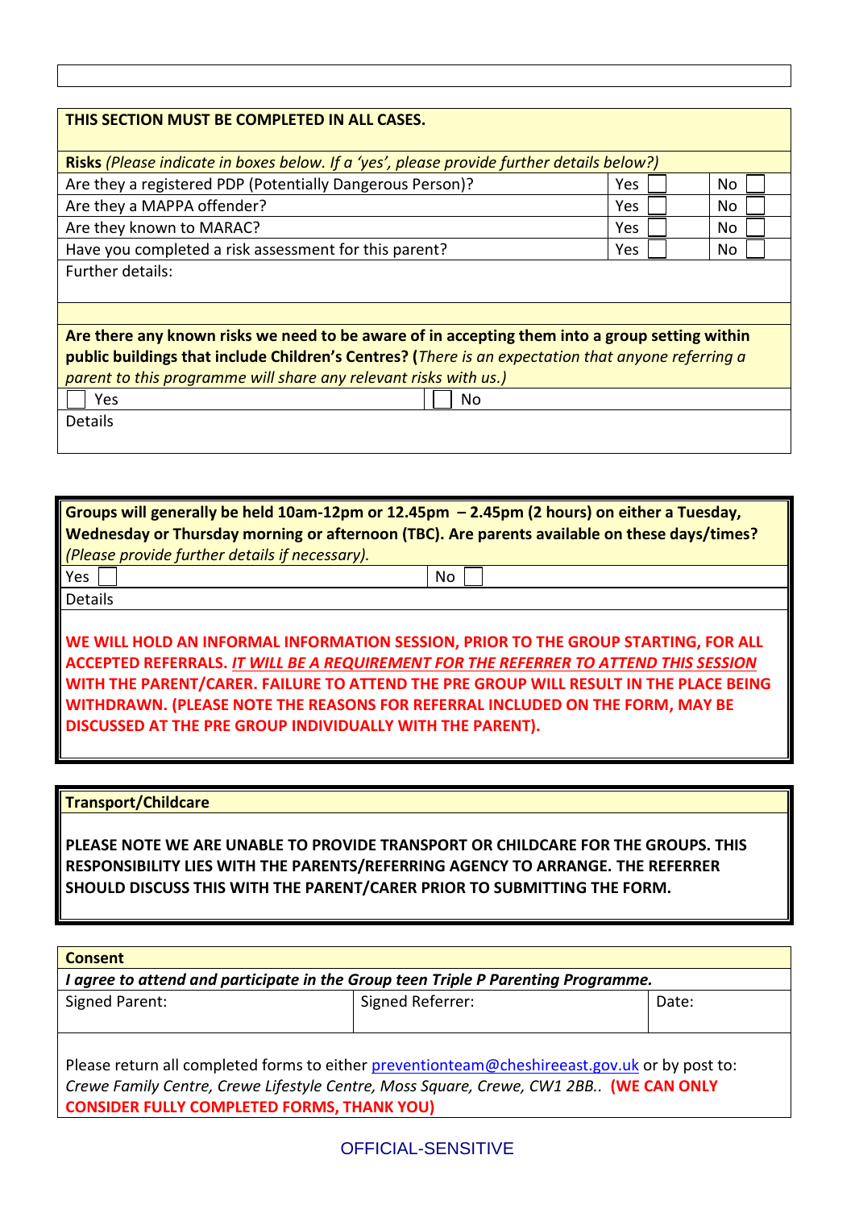**THIS SECTION MUST BE COMPLETED IN ALL CASES.**

**Risks** *(Please indicate in boxes below. If a 'yes', please provide further details below?)*

| Question | Yes | No |
|---|---|---|
| Are they a registered PDP (Potentially Dangerous Person)? | Yes ☐ | No ☐ |
| Are they a MAPPA offender? | Yes ☐ | No ☐ |
| Are they known to MARAC? | Yes ☐ | No ☐ |
| Have you completed a risk assessment for this parent? | Yes ☐ | No ☐ |

Further details:

**Are there any known risks we need to be aware of in accepting them into a group setting within public buildings that include Children's Centres? (***There is an expectation that anyone referring a parent to this programme will share any relevant risks with us.)*

☐ Yes ☐ No

Details

**Groups will generally be held 10am-12pm or 12.45pm – 2.45pm (2 hours) on either a Tuesday, Wednesday or Thursday morning or afternoon (TBC). Are parents available on these days/times?** *(Please provide further details if necessary).*

Yes ☐ No ☐

Details

**WE WILL HOLD AN INFORMAL INFORMATION SESSION, PRIOR TO THE GROUP STARTING, FOR ALL ACCEPTED REFERRALS. *IT WILL BE A REQUIREMENT FOR THE REFERRER TO ATTEND THIS SESSION* WITH THE PARENT/CARER. FAILURE TO ATTEND THE PRE GROUP WILL RESULT IN THE PLACE BEING WITHDRAWN. (PLEASE NOTE THE REASONS FOR REFERRAL INCLUDED ON THE FORM, MAY BE DISCUSSED AT THE PRE GROUP INDIVIDUALLY WITH THE PARENT).**

**Transport/Childcare**

**PLEASE NOTE WE ARE UNABLE TO PROVIDE TRANSPORT OR CHILDCARE FOR THE GROUPS. THIS RESPONSIBILITY LIES WITH THE PARENTS/REFERRING AGENCY TO ARRANGE. THE REFERRER SHOULD DISCUSS THIS WITH THE PARENT/CARER PRIOR TO SUBMITTING THE FORM.**

**Consent**

***I agree to attend and participate in the Group teen Triple P Parenting Programme.***

| Signed Parent: | Signed Referrer: | Date: |
|---|---|---|
| | | |

Please return all completed forms to either preventionteam@cheshireeast.gov.uk or by post to: *Crewe Family Centre, Crewe Lifestyle Centre, Moss Square, Crewe, CW1 2BB..* **(WE CAN ONLY CONSIDER FULLY COMPLETED FORMS, THANK YOU)**

OFFICIAL-SENSITIVE